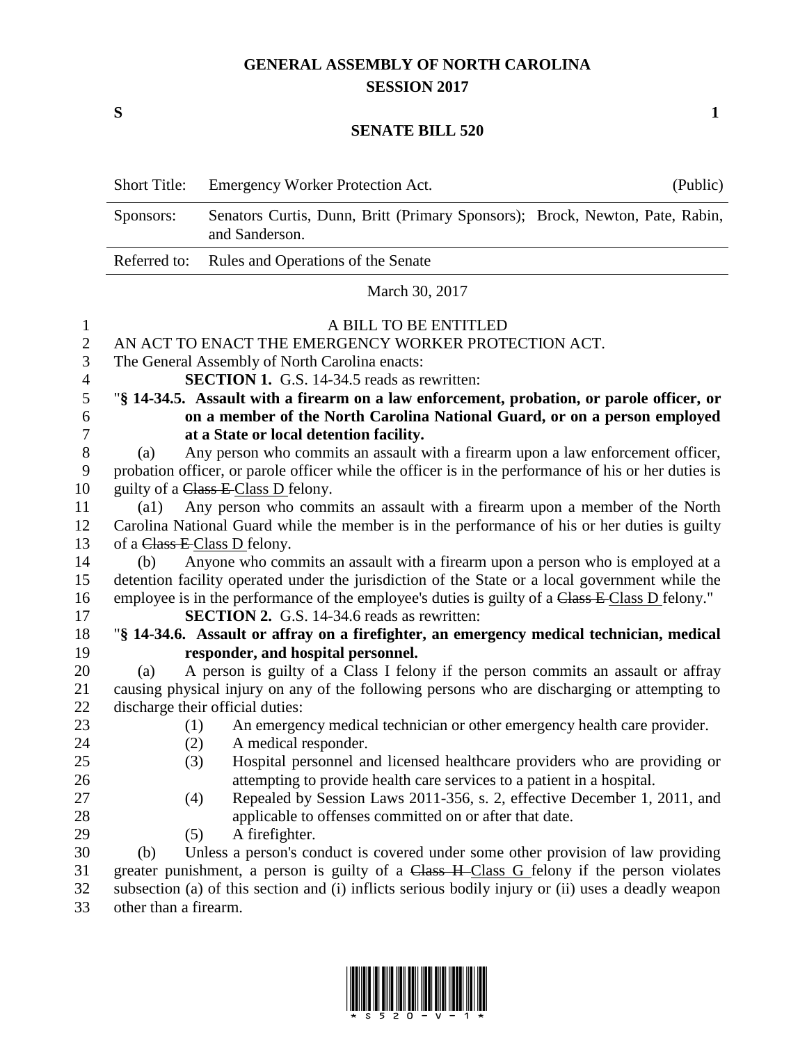# GENERAL ASSEMBLY OF NORTH CAROLINA
## SESSION 2017

**S** **1**

## SENATE BILL 520

| Short Title: | Emergency Worker Protection Act. | (Public) |
|---|---|---|
| Sponsors: | Senators Curtis, Dunn, Britt (Primary Sponsors); Brock, Newton, Pate, Rabin, and Sanderson. | |
| Referred to: | Rules and Operations of the Senate | |

March 30, 2017

A BILL TO BE ENTITLED

AN ACT TO ENACT THE EMERGENCY WORKER PROTECTION ACT.

The General Assembly of North Carolina enacts:

**SECTION 1.** G.S. 14-34.5 reads as rewritten:

"**§ 14-34.5. Assault with a firearm on a law enforcement, probation, or parole officer, or on a member of the North Carolina National Guard, or on a person employed at a State or local detention facility.**

(a) Any person who commits an assault with a firearm upon a law enforcement officer, probation officer, or parole officer while the officer is in the performance of his or her duties is guilty of a ~~Class E~~ Class D felony.

(a1) Any person who commits an assault with a firearm upon a member of the North Carolina National Guard while the member is in the performance of his or her duties is guilty of a ~~Class E~~ Class D felony.

(b) Anyone who commits an assault with a firearm upon a person who is employed at a detention facility operated under the jurisdiction of the State or a local government while the employee is in the performance of the employee's duties is guilty of a ~~Class E~~ Class D felony."

**SECTION 2.** G.S. 14-34.6 reads as rewritten:

"**§ 14-34.6. Assault or affray on a firefighter, an emergency medical technician, medical responder, and hospital personnel.**

(a) A person is guilty of a Class I felony if the person commits an assault or affray causing physical injury on any of the following persons who are discharging or attempting to discharge their official duties:

(1) An emergency medical technician or other emergency health care provider.
(2) A medical responder.
(3) Hospital personnel and licensed healthcare providers who are providing or attempting to provide health care services to a patient in a hospital.
(4) Repealed by Session Laws 2011-356, s. 2, effective December 1, 2011, and applicable to offenses committed on or after that date.
(5) A firefighter.

(b) Unless a person's conduct is covered under some other provision of law providing greater punishment, a person is guilty of a ~~Class H~~ Class G felony if the person violates subsection (a) of this section and (i) inflicts serious bodily injury or (ii) uses a deadly weapon other than a firearm.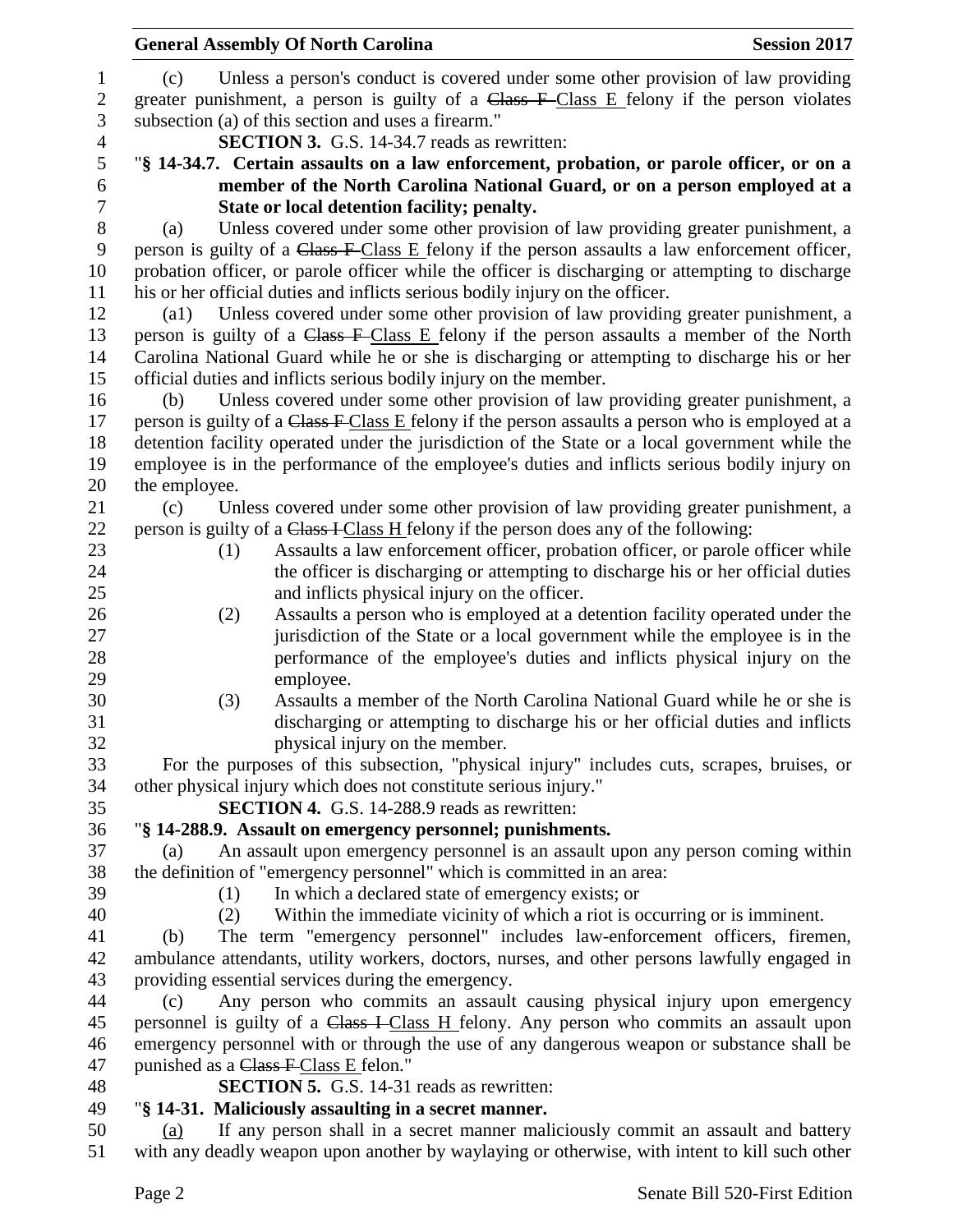(c) Unless a person's conduct is covered under some other provision of law providing greater punishment, a person is guilty of a ~~Class F~~ Class E felony if the person violates subsection (a) of this section and uses a firearm."

**SECTION 3.** G.S. 14-34.7 reads as rewritten:

"**§ 14-34.7. Certain assaults on a law enforcement, probation, or parole officer, or on a member of the North Carolina National Guard, or on a person employed at a State or local detention facility; penalty.**

(a) Unless covered under some other provision of law providing greater punishment, a person is guilty of a ~~Class F~~ Class E felony if the person assaults a law enforcement officer, probation officer, or parole officer while the officer is discharging or attempting to discharge his or her official duties and inflicts serious bodily injury on the officer.

(a1) Unless covered under some other provision of law providing greater punishment, a person is guilty of a ~~Class F~~ Class E felony if the person assaults a member of the North Carolina National Guard while he or she is discharging or attempting to discharge his or her official duties and inflicts serious bodily injury on the member.

(b) Unless covered under some other provision of law providing greater punishment, a person is guilty of a ~~Class F~~ Class E felony if the person assaults a person who is employed at a detention facility operated under the jurisdiction of the State or a local government while the employee is in the performance of the employee's duties and inflicts serious bodily injury on the employee.

(c) Unless covered under some other provision of law providing greater punishment, a person is guilty of a ~~Class I~~ Class H felony if the person does any of the following:

(1) Assaults a law enforcement officer, probation officer, or parole officer while the officer is discharging or attempting to discharge his or her official duties and inflicts physical injury on the officer.

(2) Assaults a person who is employed at a detention facility operated under the jurisdiction of the State or a local government while the employee is in the performance of the employee's duties and inflicts physical injury on the employee.

(3) Assaults a member of the North Carolina National Guard while he or she is discharging or attempting to discharge his or her official duties and inflicts physical injury on the member.

For the purposes of this subsection, "physical injury" includes cuts, scrapes, bruises, or other physical injury which does not constitute serious injury."

**SECTION 4.** G.S. 14-288.9 reads as rewritten:

"**§ 14-288.9. Assault on emergency personnel; punishments.**

(a) An assault upon emergency personnel is an assault upon any person coming within the definition of "emergency personnel" which is committed in an area:

(1) In which a declared state of emergency exists; or

(2) Within the immediate vicinity of which a riot is occurring or is imminent.

(b) The term "emergency personnel" includes law-enforcement officers, firemen, ambulance attendants, utility workers, doctors, nurses, and other persons lawfully engaged in providing essential services during the emergency.

(c) Any person who commits an assault causing physical injury upon emergency personnel is guilty of a ~~Class I~~ Class H felony. Any person who commits an assault upon emergency personnel with or through the use of any dangerous weapon or substance shall be punished as a ~~Class F~~ Class E felon."

**SECTION 5.** G.S. 14-31 reads as rewritten:

"**§ 14-31. Maliciously assaulting in a secret manner.**

(a) If any person shall in a secret manner maliciously commit an assault and battery with any deadly weapon upon another by waylaying or otherwise, with intent to kill such other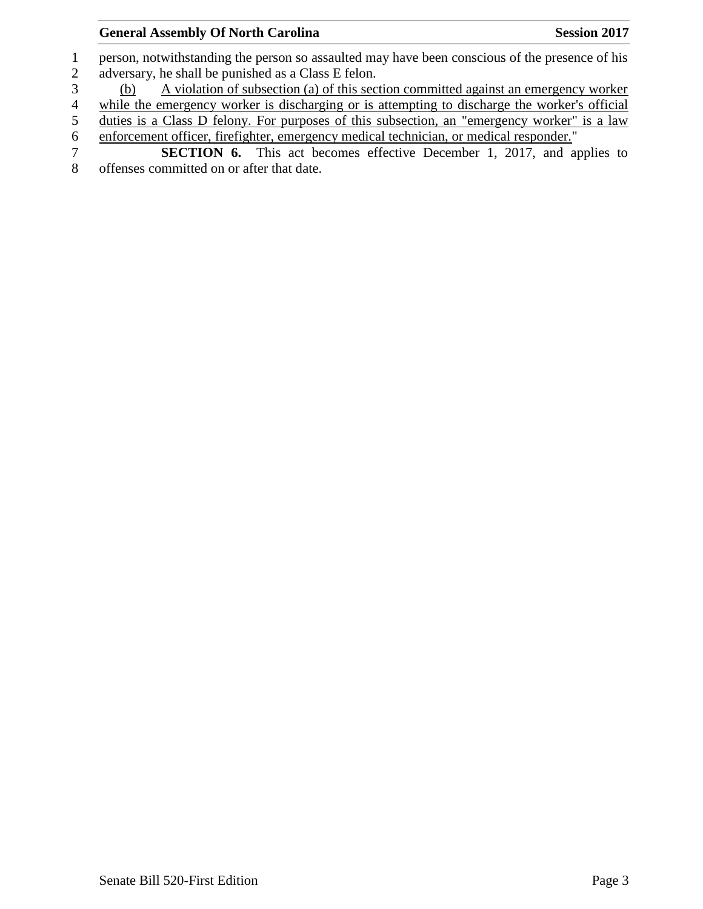person, notwithstanding the person so assaulted may have been conscious of the presence of his adversary, he shall be punished as a Class E felon.

(b) A violation of subsection (a) of this section committed against an emergency worker while the emergency worker is discharging or is attempting to discharge the worker's official duties is a Class D felony. For purposes of this subsection, an "emergency worker" is a law enforcement officer, firefighter, emergency medical technician, or medical responder."

**SECTION 6.** This act becomes effective December 1, 2017, and applies to offenses committed on or after that date.